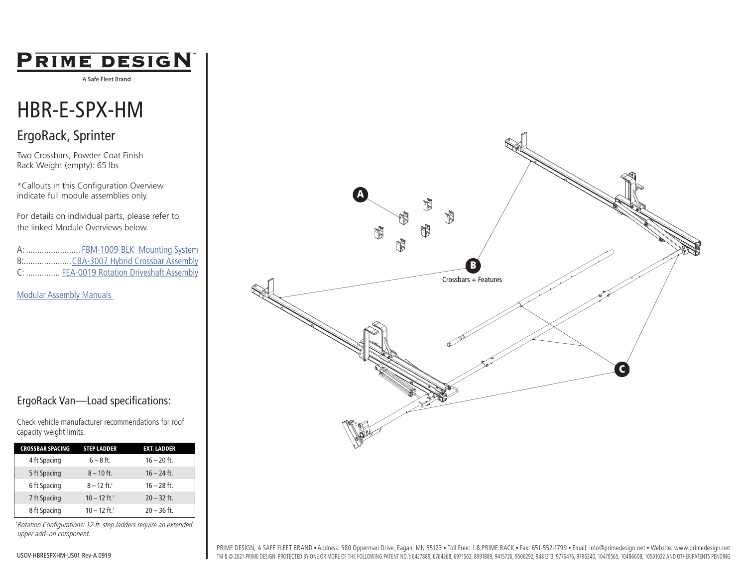# PRIME DESIGN™

A Safe Fleet Brand

# HBR-E-SPX-HM

## ErgoRack, Sprinter

Two Crossbars, Powder Coat Finish
Rack Weight (empty): 65 lbs

*Callouts in this Configuration Overview indicate full module assemblies only.

For details on individual parts, please refer to the linked Module Overviews below.

A: ........................ FBM-1009-BLK Mounting System
B:..................... CBA-3007 Hybrid Crossbar Assembly
C: ............... FEA-0019 Rotation Driveshaft Assembly

Modular Assembly Manuals

A

B
Crossbars + Features

C

## ErgoRack Van—Load specifications:

Check vehicle manufacturer recommendations for roof capacity weight limits.

| CROSSBAR SPACING | STEP LADDER | EXT. LADDER |
|---|---|---|
| 4 ft Spacing | 6 – 8 ft. | 16 – 20 ft. |
| 5 ft Spacing | 8 – 10 ft. | 16 – 24 ft. |
| 6 ft Spacing | 8 – 12 ft.† | 16 – 28 ft. |
| 7 ft Spacing | 10 – 12 ft.† | 20 – 32 ft. |
| 8 ft Spacing | 10 – 12 ft.† | 20 – 36 ft. |

*†Rotation Configurations: 12 ft. step ladders require an extended upper add–on component.*

USOV-HBRESPXHM-US01 Rev-A 0919

PRIME DESIGN, A SAFE FLEET BRAND • Address: 580 Opperman Drive, Eagan, MN 55123 • Toll Free: 1.8.PRIME.RACK • Fax: 651-552-1799 • Email: info@primedesign.net • Website: www.primedesign.net
TM & © 2021 PRIME DESIGN. PROTECTED BY ONE OR MORE OF THE FOLLOWING PATENT NO.'s 6427889, 6764268, 6971563, 8991889, 9415726, 9506292, 9481313, 9776476, 9796340, 10470565, 10486608, 10501022 AND OTHER PATENTS PENDING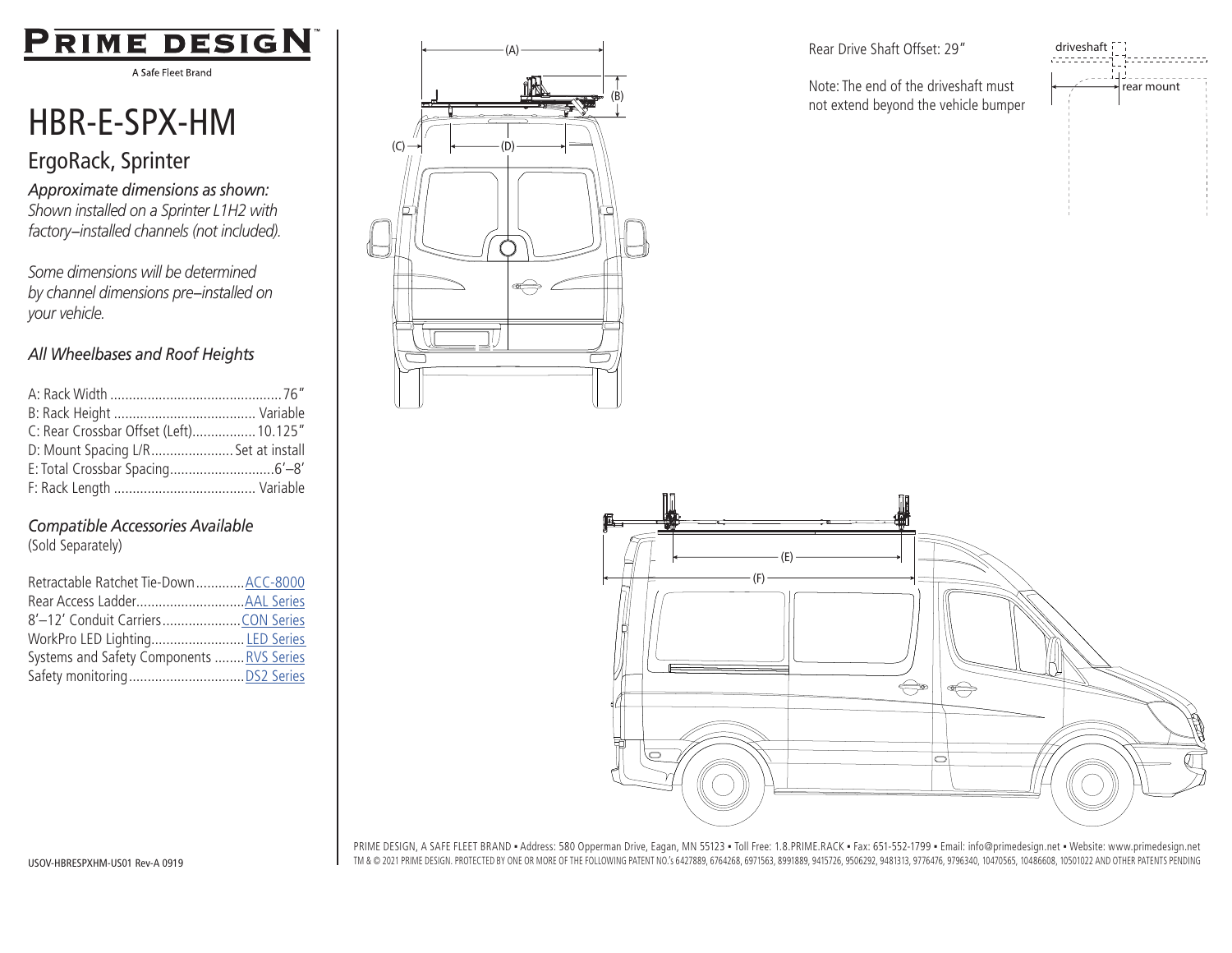# PRIME DESIGN™

A Safe Fleet Brand

# HBR-E-SPX-HM

## ErgoRack, Sprinter

*Approximate dimensions as shown:*
*Shown installed on a Sprinter L1H2 with factory–installed channels (not included).*

*Some dimensions will be determined by channel dimensions pre–installed on your vehicle.*

### *All Wheelbases and Roof Heights*

A: Rack Width ............................................. 76"
B: Rack Height ...................................... Variable
C: Rear Crossbar Offset (Left)................. 10.125"
D: Mount Spacing L/R...................... Set at install
E: Total Crossbar Spacing............................6'–8'
F: Rack Length ...................................... Variable

### *Compatible Accessories Available*

(Sold Separately)

Retractable Ratchet Tie-Down.............ACC-8000
Rear Access Ladder.............................AAL Series
8'–12' Conduit Carriers.....................CON Series
WorkPro LED Lighting......................... LED Series
Systems and Safety Components ........RVS Series
Safety monitoring...............................DS2 Series

(A)
(B)
(C)
(D)
(E)
(F)

Rear Drive Shaft Offset: 29"

Note: The end of the driveshaft must not extend beyond the vehicle bumper

driveshaft
rear mount

USOV-HBRESPXHM-US01 Rev-A 0919

PRIME DESIGN, A SAFE FLEET BRAND ▪ Address: 580 Opperman Drive, Eagan, MN 55123 ▪ Toll Free: 1.8.PRIME.RACK ▪ Fax: 651-552-1799 ▪ Email: info@primedesign.net ▪ Website: www.primedesign.net
TM & © 2021 PRIME DESIGN. PROTECTED BY ONE OR MORE OF THE FOLLOWING PATENT NO.'s 6427889, 6764268, 6971563, 8991889, 9415726, 9506292, 9481313, 9776476, 9796340, 10470565, 10486608, 10501022 AND OTHER PATENTS PENDING